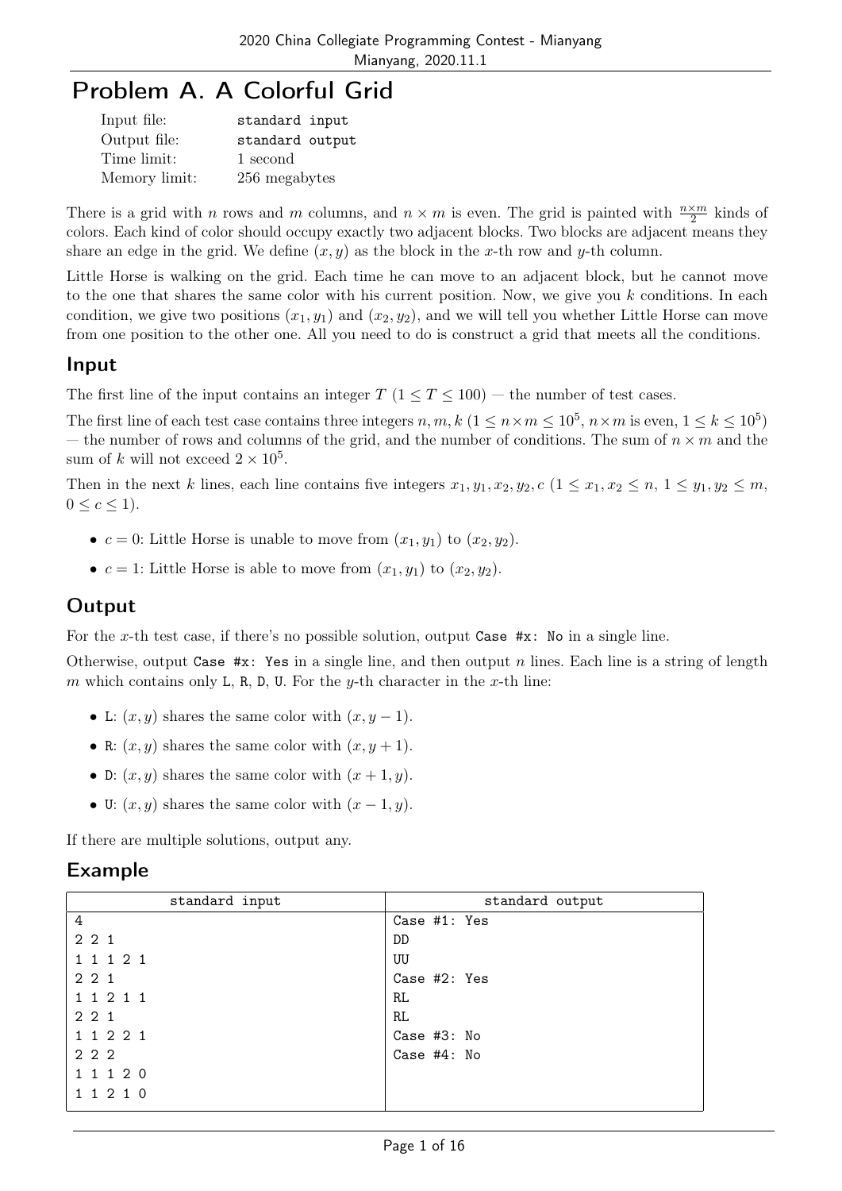# Problem A. A Colorful Grid

| | |
|---|---|
| Input file: | standard input |
| Output file: | standard output |
| Time limit: | 1 second |
| Memory limit: | 256 megabytes |

There is a grid with $n$ rows and $m$ columns, and $n \times m$ is even. The grid is painted with $\frac{n \times m}{2}$ kinds of colors. Each kind of color should occupy exactly two adjacent blocks. Two blocks are adjacent means they share an edge in the grid. We define $(x, y)$ as the block in the $x$-th row and $y$-th column.

Little Horse is walking on the grid. Each time he can move to an adjacent block, but he cannot move to the one that shares the same color with his current position. Now, we give you $k$ conditions. In each condition, we give two positions $(x_1, y_1)$ and $(x_2, y_2)$, and we will tell you whether Little Horse can move from one position to the other one. All you need to do is construct a grid that meets all the conditions.

## Input

The first line of the input contains an integer $T$ ($1 \le T \le 100$) — the number of test cases.

The first line of each test case contains three integers $n, m, k$ ($1 \le n \times m \le 10^5$, $n \times m$ is even, $1 \le k \le 10^5$) — the number of rows and columns of the grid, and the number of conditions. The sum of $n \times m$ and the sum of $k$ will not exceed $2 \times 10^5$.

Then in the next $k$ lines, each line contains five integers $x_1, y_1, x_2, y_2, c$ ($1 \le x_1, x_2 \le n$, $1 \le y_1, y_2 \le m$, $0 \le c \le 1$).

- $c = 0$: Little Horse is unable to move from $(x_1, y_1)$ to $(x_2, y_2)$.
- $c = 1$: Little Horse is able to move from $(x_1, y_1)$ to $(x_2, y_2)$.

## Output

For the $x$-th test case, if there's no possible solution, output `Case #x: No` in a single line.

Otherwise, output `Case #x: Yes` in a single line, and then output $n$ lines. Each line is a string of length $m$ which contains only `L`, `R`, `D`, `U`. For the $y$-th character in the $x$-th line:

- `L`: $(x, y)$ shares the same color with $(x, y-1)$.
- `R`: $(x, y)$ shares the same color with $(x, y+1)$.
- `D`: $(x, y)$ shares the same color with $(x+1, y)$.
- `U`: $(x, y)$ shares the same color with $(x-1, y)$.

If there are multiple solutions, output any.

## Example

| standard input | standard output |
|---|---|
| 4<br>2 2 1<br>1 1 1 2 1<br>2 2 1<br>1 1 2 1 1<br>2 2 1<br>1 1 2 2 1<br>2 2 2<br>1 1 1 2 0<br>1 1 2 1 0 | Case #1: Yes<br>DD<br>UU<br>Case #2: Yes<br>RL<br>RL<br>Case #3: No<br>Case #4: No |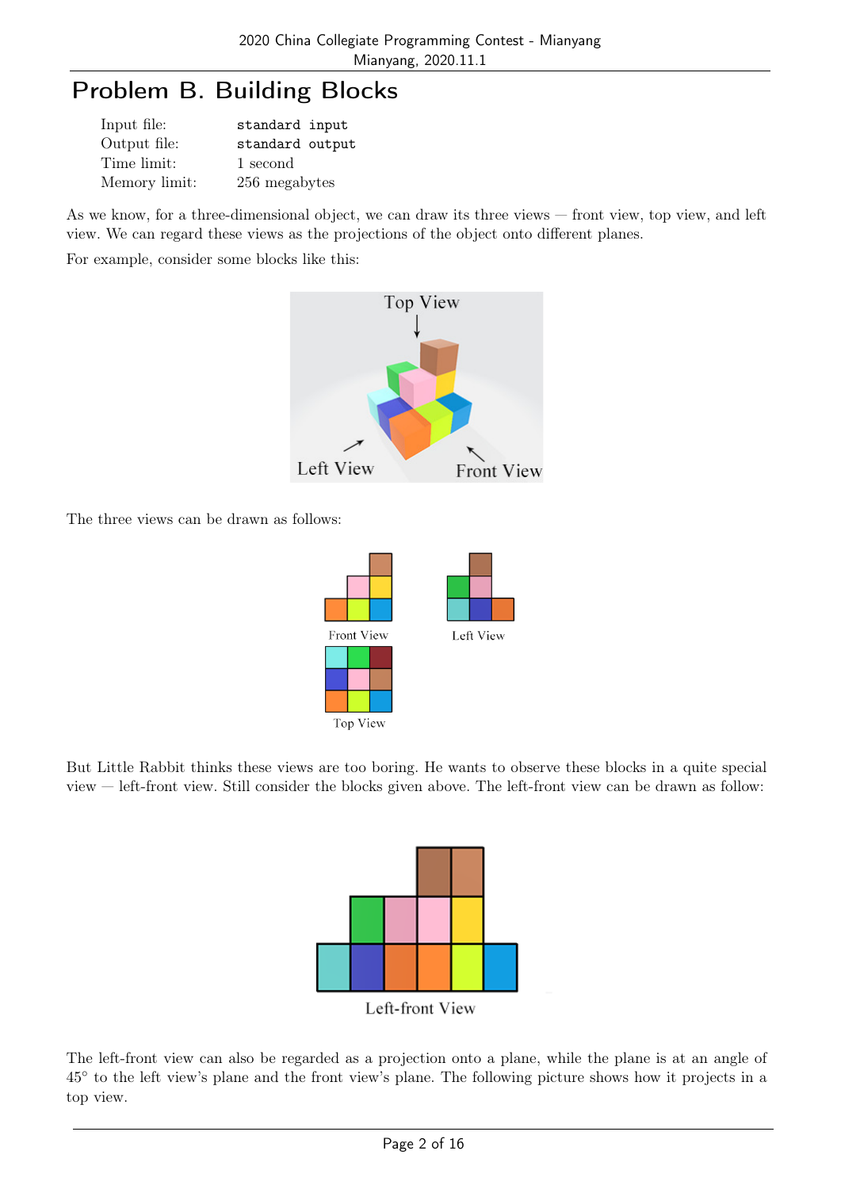# Problem B. Building Blocks

| | |
|---|---|
| Input file: | standard input |
| Output file: | standard output |
| Time limit: | 1 second |
| Memory limit: | 256 megabytes |

As we know, for a three-dimensional object, we can draw its three views — front view, top view, and left view. We can regard these views as the projections of the object onto different planes.

For example, consider some blocks like this:

The three views can be drawn as follows:

Front View

Left View

Top View

But Little Rabbit thinks these views are too boring. He wants to observe these blocks in a quite special view — left-front view. Still consider the blocks given above. The left-front view can be drawn as follow:

Left-front View

The left-front view can also be regarded as a projection onto a plane, while the plane is at an angle of 45° to the left view's plane and the front view's plane. The following picture shows how it projects in a top view.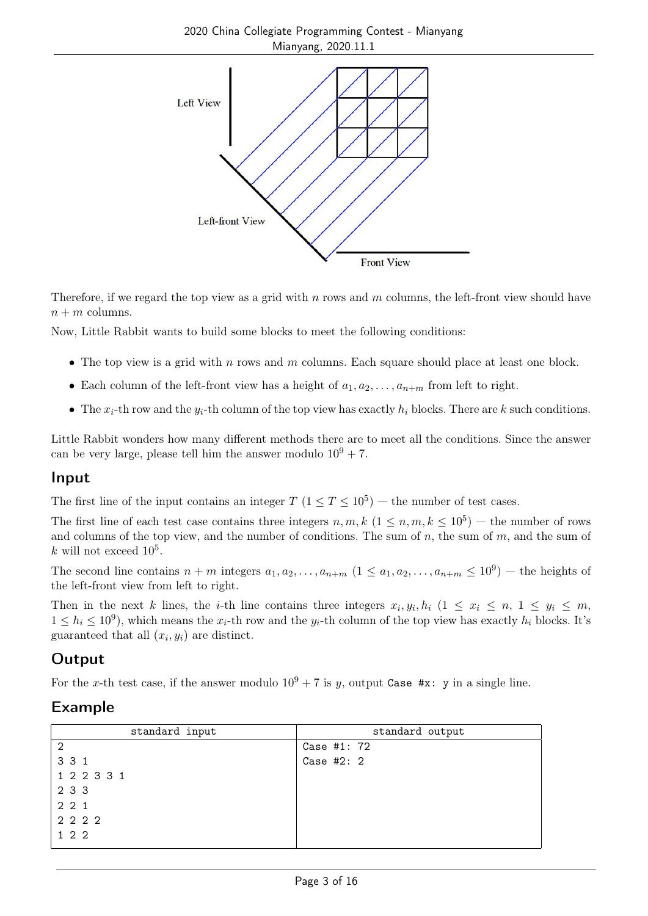Left View

Left-front View

Front View

Therefore, if we regard the top view as a grid with $n$ rows and $m$ columns, the left-front view should have $n+m$ columns.

Now, Little Rabbit wants to build some blocks to meet the following conditions:

- The top view is a grid with $n$ rows and $m$ columns. Each square should place at least one block.
- Each column of the left-front view has a height of $a_1, a_2, \ldots, a_{n+m}$ from left to right.
- The $x_i$-th row and the $y_i$-th column of the top view has exactly $h_i$ blocks. There are $k$ such conditions.

Little Rabbit wonders how many different methods there are to meet all the conditions. Since the answer can be very large, please tell him the answer modulo $10^9+7$.

## Input

The first line of the input contains an integer $T$ ($1 \le T \le 10^5$) — the number of test cases.

The first line of each test case contains three integers $n, m, k$ ($1 \le n, m, k \le 10^5$) — the number of rows and columns of the top view, and the number of conditions. The sum of $n$, the sum of $m$, and the sum of $k$ will not exceed $10^5$.

The second line contains $n+m$ integers $a_1, a_2, \ldots, a_{n+m}$ ($1 \le a_1, a_2, \ldots, a_{n+m} \le 10^9$) — the heights of the left-front view from left to right.

Then in the next $k$ lines, the $i$-th line contains three integers $x_i, y_i, h_i$ ($1 \le x_i \le n$, $1 \le y_i \le m$, $1 \le h_i \le 10^9$), which means the $x_i$-th row and the $y_i$-th column of the top view has exactly $h_i$ blocks. It's guaranteed that all $(x_i, y_i)$ are distinct.

## Output

For the $x$-th test case, if the answer modulo $10^9+7$ is $y$, output `Case #x: y` in a single line.

## Example

| standard input | standard output |
|---|---|
| 2<br>3 3 1<br>1 2 2 3 3 1<br>2 3 3<br>2 2 1<br>2 2 2 2<br>1 2 2 | Case #1: 72<br>Case #2: 2 |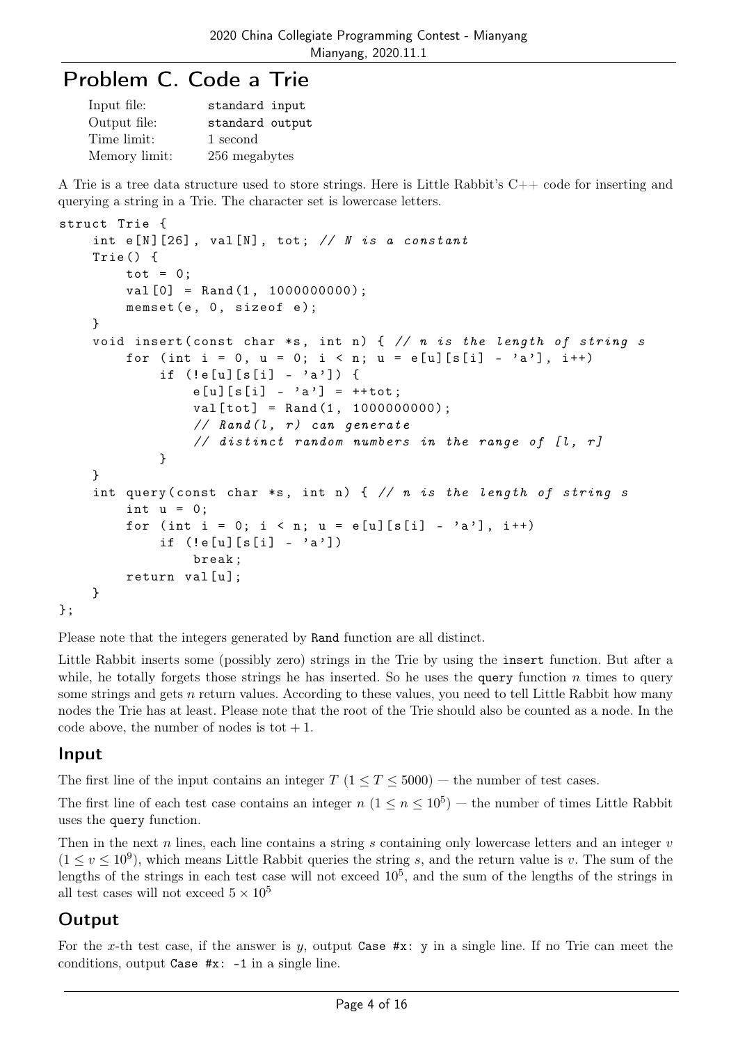# Problem C. Code a Trie

| | |
|---|---|
| Input file: | `standard input` |
| Output file: | `standard output` |
| Time limit: | 1 second |
| Memory limit: | 256 megabytes |

A Trie is a tree data structure used to store strings. Here is Little Rabbit's C++ code for inserting and querying a string in a Trie. The character set is lowercase letters.

```
struct Trie {
    int e[N][26], val[N], tot; // N is a constant
    Trie() {
        tot = 0;
        val[0] = Rand(1, 1000000000);
        memset(e, 0, sizeof e);
    }
    void insert(const char *s, int n) { // n is the length of string s
        for (int i = 0, u = 0; i < n; u = e[u][s[i] - 'a'], i++)
            if (!e[u][s[i] - 'a']) {
                e[u][s[i] - 'a'] = ++tot;
                val[tot] = Rand(1, 1000000000);
                // Rand(l, r) can generate
                // distinct random numbers in the range of [l, r]
            }
    }
    int query(const char *s, int n) { // n is the length of string s
        int u = 0;
        for (int i = 0; i < n; u = e[u][s[i] - 'a'], i++)
            if (!e[u][s[i] - 'a'])
                break;
        return val[u];
    }
};
```

Please note that the integers generated by `Rand` function are all distinct.

Little Rabbit inserts some (possibly zero) strings in the Trie by using the `insert` function. But after a while, he totally forgets those strings he has inserted. So he uses the `query` function $n$ times to query some strings and gets $n$ return values. According to these values, you need to tell Little Rabbit how many nodes the Trie has at least. Please note that the root of the Trie should also be counted as a node. In the code above, the number of nodes is $\text{tot} + 1$.

## Input

The first line of the input contains an integer $T$ $(1 \le T \le 5000)$ — the number of test cases.

The first line of each test case contains an integer $n$ $(1 \le n \le 10^5)$ — the number of times Little Rabbit uses the `query` function.

Then in the next $n$ lines, each line contains a string $s$ containing only lowercase letters and an integer $v$ $(1 \le v \le 10^9)$, which means Little Rabbit queries the string $s$, and the return value is $v$. The sum of the lengths of the strings in each test case will not exceed $10^5$, and the sum of the lengths of the strings in all test cases will not exceed $5 \times 10^5$

## Output

For the $x$-th test case, if the answer is $y$, output `Case #x: y` in a single line. If no Trie can meet the conditions, output `Case #x: -1` in a single line.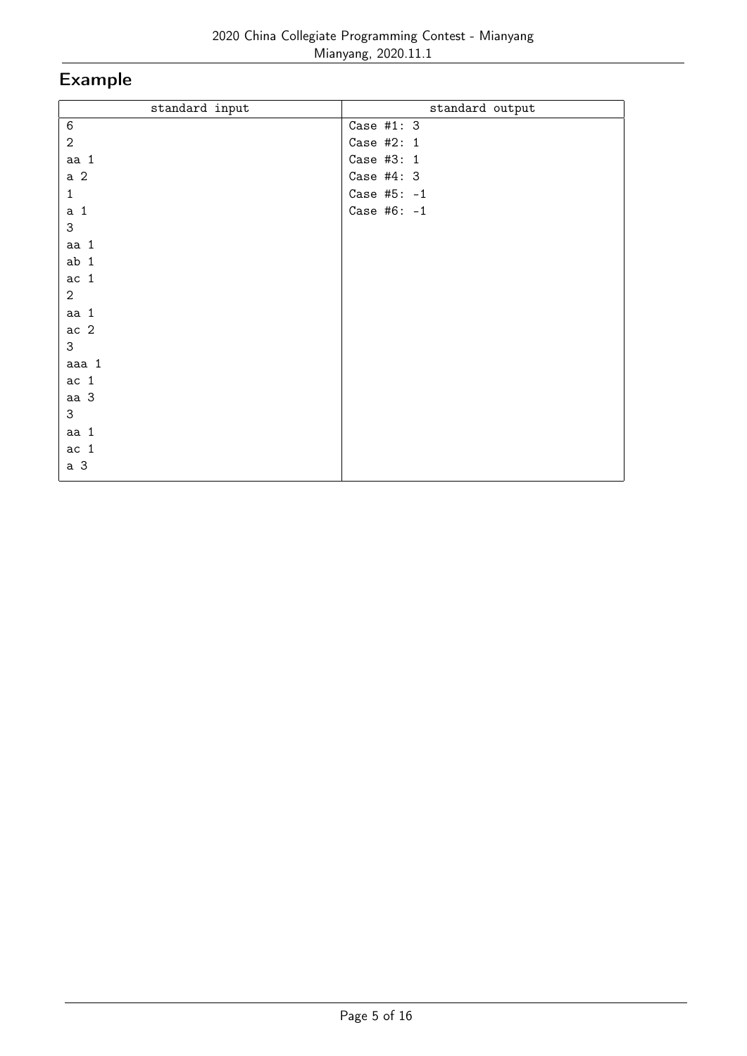## Example

| standard input | standard output |
|---|---|
| 6<br>2<br>aa 1<br>a 2<br>1<br>a 1<br>3<br>aa 1<br>ab 1<br>ac 1<br>2<br>aa 1<br>ac 2<br>3<br>aaa 1<br>ac 1<br>aa 3<br>3<br>aa 1<br>ac 1<br>a 3 | Case #1: 3<br>Case #2: 1<br>Case #3: 1<br>Case #4: 3<br>Case #5: -1<br>Case #6: -1 |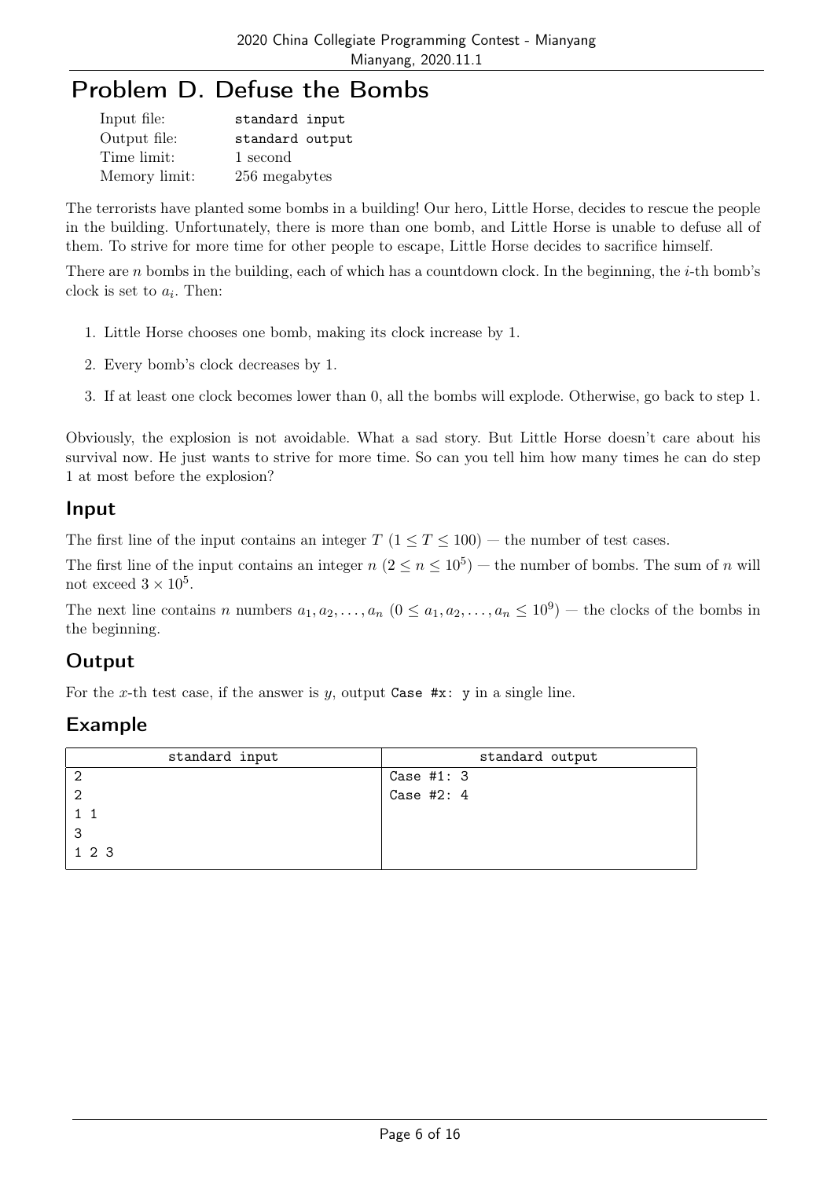# Problem D. Defuse the Bombs

| | |
|---|---|
| Input file: | standard input |
| Output file: | standard output |
| Time limit: | 1 second |
| Memory limit: | 256 megabytes |

The terrorists have planted some bombs in a building! Our hero, Little Horse, decides to rescue the people in the building. Unfortunately, there is more than one bomb, and Little Horse is unable to defuse all of them. To strive for more time for other people to escape, Little Horse decides to sacrifice himself.

There are $n$ bombs in the building, each of which has a countdown clock. In the beginning, the $i$-th bomb's clock is set to $a_i$. Then:

1. Little Horse chooses one bomb, making its clock increase by 1.
2. Every bomb's clock decreases by 1.
3. If at least one clock becomes lower than 0, all the bombs will explode. Otherwise, go back to step 1.

Obviously, the explosion is not avoidable. What a sad story. But Little Horse doesn't care about his survival now. He just wants to strive for more time. So can you tell him how many times he can do step 1 at most before the explosion?

## Input

The first line of the input contains an integer $T$ ($1 \le T \le 100$) — the number of test cases.

The first line of the input contains an integer $n$ ($2 \le n \le 10^5$) — the number of bombs. The sum of $n$ will not exceed $3 \times 10^5$.

The next line contains $n$ numbers $a_1, a_2, \ldots, a_n$ ($0 \le a_1, a_2, \ldots, a_n \le 10^9$) — the clocks of the bombs in the beginning.

## Output

For the $x$-th test case, if the answer is $y$, output `Case #x: y` in a single line.

## Example

| standard input | standard output |
|---|---|
| 2<br>2<br>1 1<br>3<br>1 2 3 | Case #1: 3<br>Case #2: 4 |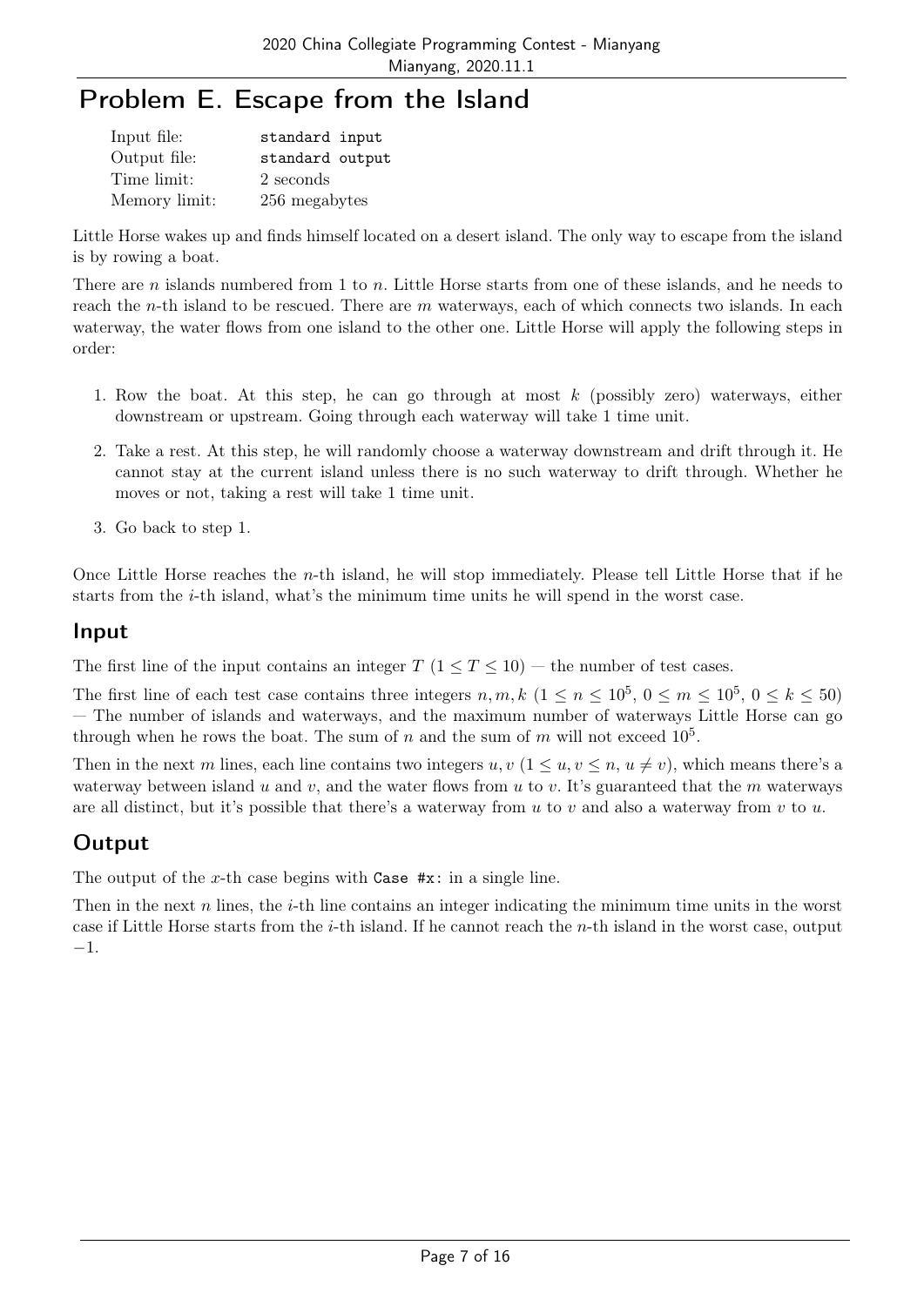# Problem E. Escape from the Island

| | |
|---|---|
| Input file: | standard input |
| Output file: | standard output |
| Time limit: | 2 seconds |
| Memory limit: | 256 megabytes |

Little Horse wakes up and finds himself located on a desert island. The only way to escape from the island is by rowing a boat.

There are $n$ islands numbered from 1 to $n$. Little Horse starts from one of these islands, and he needs to reach the $n$-th island to be rescued. There are $m$ waterways, each of which connects two islands. In each waterway, the water flows from one island to the other one. Little Horse will apply the following steps in order:

1. Row the boat. At this step, he can go through at most $k$ (possibly zero) waterways, either downstream or upstream. Going through each waterway will take 1 time unit.
2. Take a rest. At this step, he will randomly choose a waterway downstream and drift through it. He cannot stay at the current island unless there is no such waterway to drift through. Whether he moves or not, taking a rest will take 1 time unit.
3. Go back to step 1.

Once Little Horse reaches the $n$-th island, he will stop immediately. Please tell Little Horse that if he starts from the $i$-th island, what's the minimum time units he will spend in the worst case.

## Input

The first line of the input contains an integer $T$ ($1 \le T \le 10$) — the number of test cases.

The first line of each test case contains three integers $n, m, k$ ($1 \le n \le 10^5$, $0 \le m \le 10^5$, $0 \le k \le 50$) — The number of islands and waterways, and the maximum number of waterways Little Horse can go through when he rows the boat. The sum of $n$ and the sum of $m$ will not exceed $10^5$.

Then in the next $m$ lines, each line contains two integers $u, v$ ($1 \le u, v \le n$, $u \ne v$), which means there's a waterway between island $u$ and $v$, and the water flows from $u$ to $v$. It's guaranteed that the $m$ waterways are all distinct, but it's possible that there's a waterway from $u$ to $v$ and also a waterway from $v$ to $u$.

## Output

The output of the $x$-th case begins with `Case #x:` in a single line.

Then in the next $n$ lines, the $i$-th line contains an integer indicating the minimum time units in the worst case if Little Horse starts from the $i$-th island. If he cannot reach the $n$-th island in the worst case, output $-1$.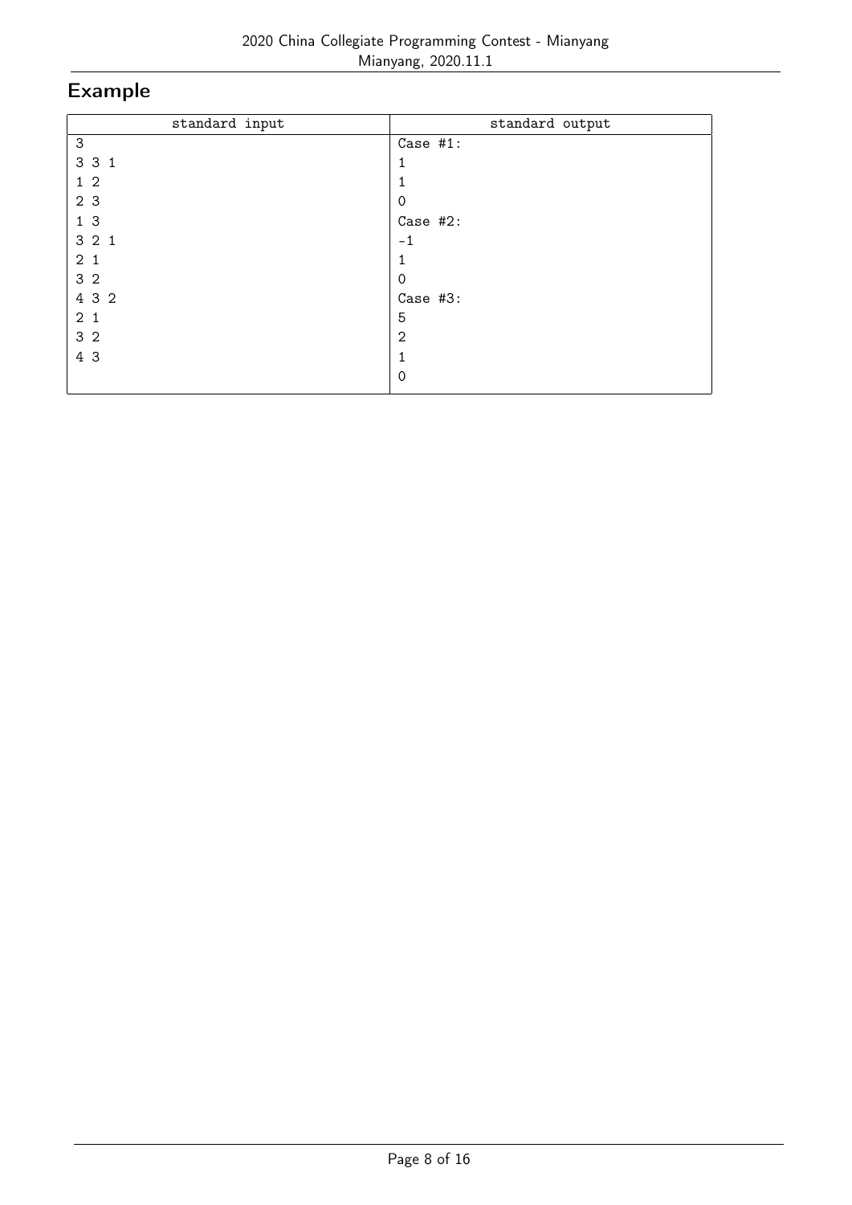## Example

| standard input | standard output |
| --- | --- |
| 3<br>3 3 1<br>1 2<br>2 3<br>1 3<br>3 2 1<br>2 1<br>3 2<br>4 3 2<br>2 1<br>3 2<br>4 3 | Case #1:<br>1<br>1<br>0<br>Case #2:<br>-1<br>1<br>0<br>Case #3:<br>5<br>2<br>1<br>0 |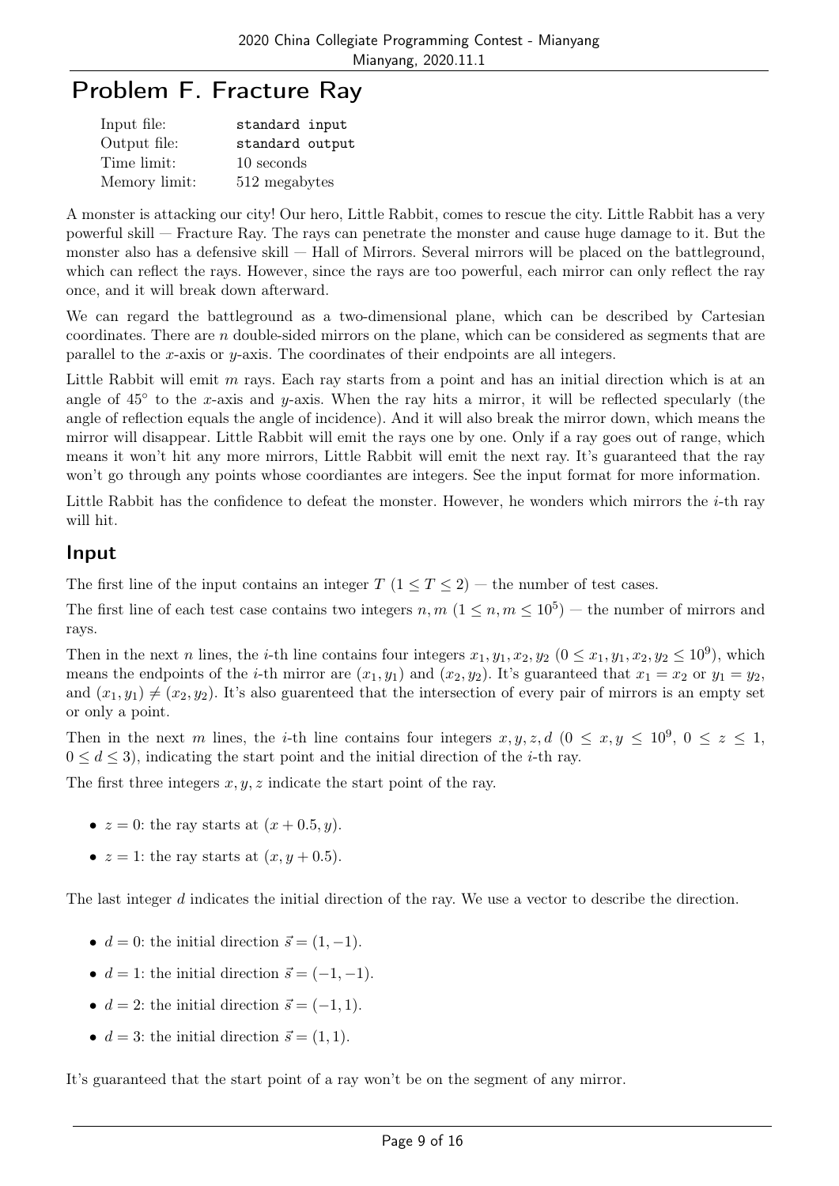# Problem F. Fracture Ray

| | |
|---|---|
| Input file: | standard input |
| Output file: | standard output |
| Time limit: | 10 seconds |
| Memory limit: | 512 megabytes |

A monster is attacking our city! Our hero, Little Rabbit, comes to rescue the city. Little Rabbit has a very powerful skill — Fracture Ray. The rays can penetrate the monster and cause huge damage to it. But the monster also has a defensive skill — Hall of Mirrors. Several mirrors will be placed on the battleground, which can reflect the rays. However, since the rays are too powerful, each mirror can only reflect the ray once, and it will break down afterward.

We can regard the battleground as a two-dimensional plane, which can be described by Cartesian coordinates. There are $n$ double-sided mirrors on the plane, which can be considered as segments that are parallel to the $x$-axis or $y$-axis. The coordinates of their endpoints are all integers.

Little Rabbit will emit $m$ rays. Each ray starts from a point and has an initial direction which is at an angle of $45°$ to the $x$-axis and $y$-axis. When the ray hits a mirror, it will be reflected specularly (the angle of reflection equals the angle of incidence). And it will also break the mirror down, which means the mirror will disappear. Little Rabbit will emit the rays one by one. Only if a ray goes out of range, which means it won't hit any more mirrors, Little Rabbit will emit the next ray. It's guaranteed that the ray won't go through any points whose coordiantes are integers. See the input format for more information.

Little Rabbit has the confidence to defeat the monster. However, he wonders which mirrors the $i$-th ray will hit.

## Input

The first line of the input contains an integer $T$ ($1 \le T \le 2$) — the number of test cases.

The first line of each test case contains two integers $n, m$ ($1 \le n, m \le 10^5$) — the number of mirrors and rays.

Then in the next $n$ lines, the $i$-th line contains four integers $x_1, y_1, x_2, y_2$ ($0 \le x_1, y_1, x_2, y_2 \le 10^9$), which means the endpoints of the $i$-th mirror are $(x_1, y_1)$ and $(x_2, y_2)$. It's guaranteed that $x_1 = x_2$ or $y_1 = y_2$, and $(x_1, y_1) \ne (x_2, y_2)$. It's also guarenteed that the intersection of every pair of mirrors is an empty set or only a point.

Then in the next $m$ lines, the $i$-th line contains four integers $x, y, z, d$ ($0 \le x, y \le 10^9$, $0 \le z \le 1$, $0 \le d \le 3$), indicating the start point and the initial direction of the $i$-th ray.

The first three integers $x, y, z$ indicate the start point of the ray.

- $z = 0$: the ray starts at $(x + 0.5, y)$.
- $z = 1$: the ray starts at $(x, y + 0.5)$.

The last integer $d$ indicates the initial direction of the ray. We use a vector to describe the direction.

- $d = 0$: the initial direction $\vec{s} = (1, -1)$.
- $d = 1$: the initial direction $\vec{s} = (-1, -1)$.
- $d = 2$: the initial direction $\vec{s} = (-1, 1)$.
- $d = 3$: the initial direction $\vec{s} = (1, 1)$.

It's guaranteed that the start point of a ray won't be on the segment of any mirror.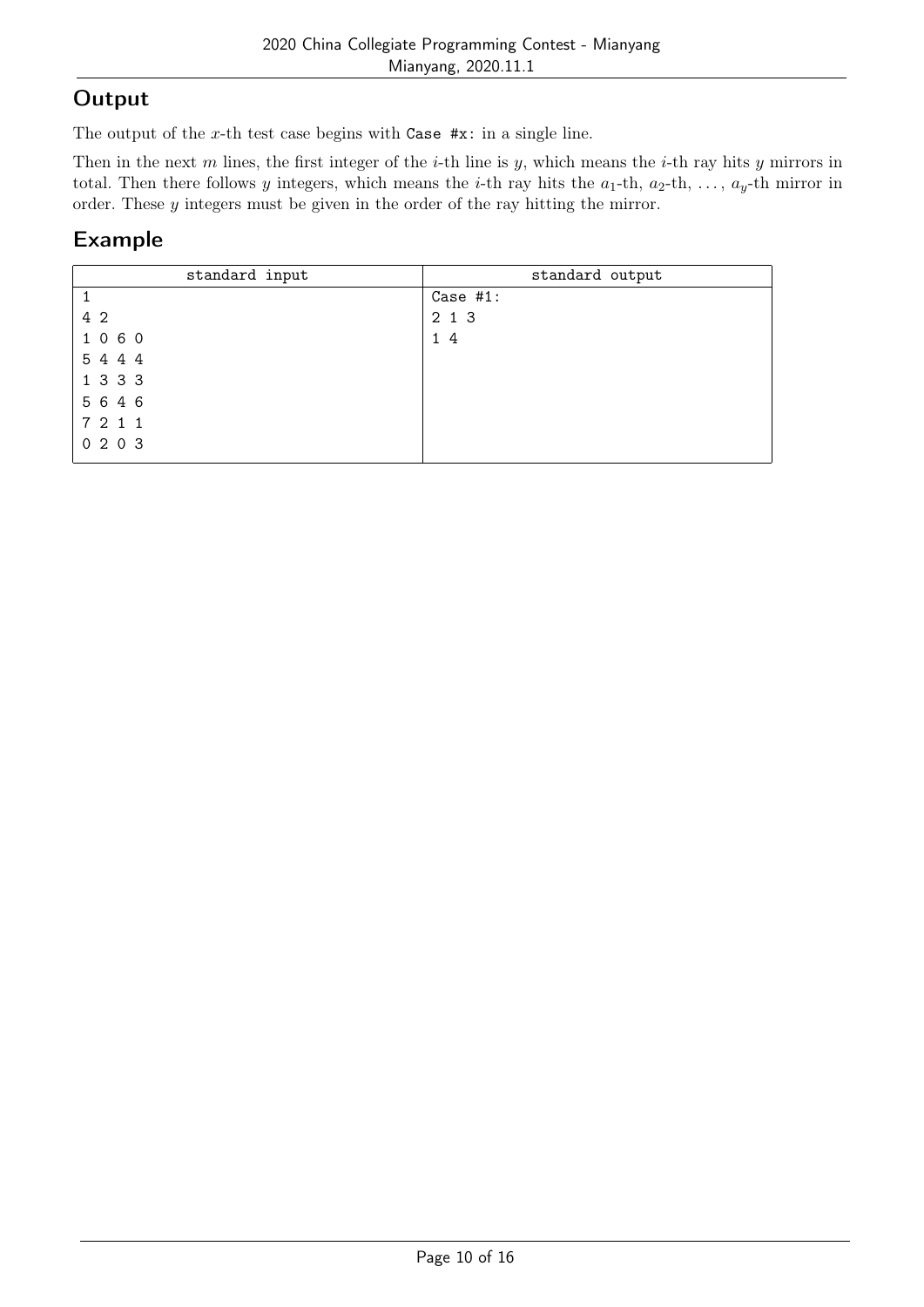## Output

The output of the $x$-th test case begins with `Case #x:` in a single line.

Then in the next $m$ lines, the first integer of the $i$-th line is $y$, which means the $i$-th ray hits $y$ mirrors in total. Then there follows $y$ integers, which means the $i$-th ray hits the $a_1$-th, $a_2$-th, $\ldots$, $a_y$-th mirror in order. These $y$ integers must be given in the order of the ray hitting the mirror.

## Example

| standard input | standard output |
|---|---|
| 1<br>4 2<br>1 0 6 0<br>5 4 4 4<br>1 3 3 3<br>5 6 4 6<br>7 2 1 1<br>0 2 0 3 | Case #1:<br>2 1 3<br>1 4 |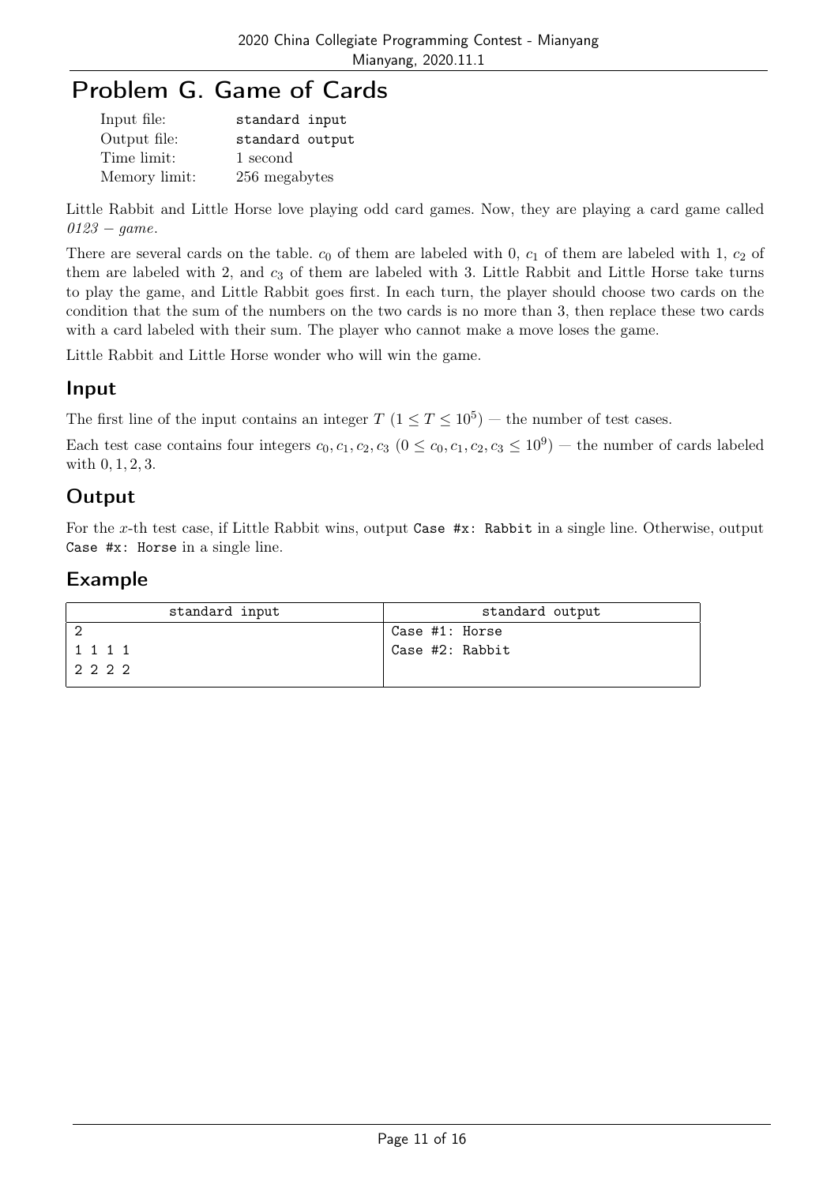# Problem G. Game of Cards

| | |
|---|---|
| Input file: | standard input |
| Output file: | standard output |
| Time limit: | 1 second |
| Memory limit: | 256 megabytes |

Little Rabbit and Little Horse love playing odd card games. Now, they are playing a card game called *0123 − game*.

There are several cards on the table. $c_0$ of them are labeled with 0, $c_1$ of them are labeled with 1, $c_2$ of them are labeled with 2, and $c_3$ of them are labeled with 3. Little Rabbit and Little Horse take turns to play the game, and Little Rabbit goes first. In each turn, the player should choose two cards on the condition that the sum of the numbers on the two cards is no more than 3, then replace these two cards with a card labeled with their sum. The player who cannot make a move loses the game.

Little Rabbit and Little Horse wonder who will win the game.

## Input

The first line of the input contains an integer $T$ ($1 \le T \le 10^5$) — the number of test cases.

Each test case contains four integers $c_0, c_1, c_2, c_3$ ($0 \le c_0, c_1, c_2, c_3 \le 10^9$) — the number of cards labeled with 0, 1, 2, 3.

## Output

For the $x$-th test case, if Little Rabbit wins, output `Case #x: Rabbit` in a single line. Otherwise, output `Case #x: Horse` in a single line.

## Example

| standard input | standard output |
|---|---|
| 2<br>1 1 1 1<br>2 2 2 2 | Case #1: Horse<br>Case #2: Rabbit |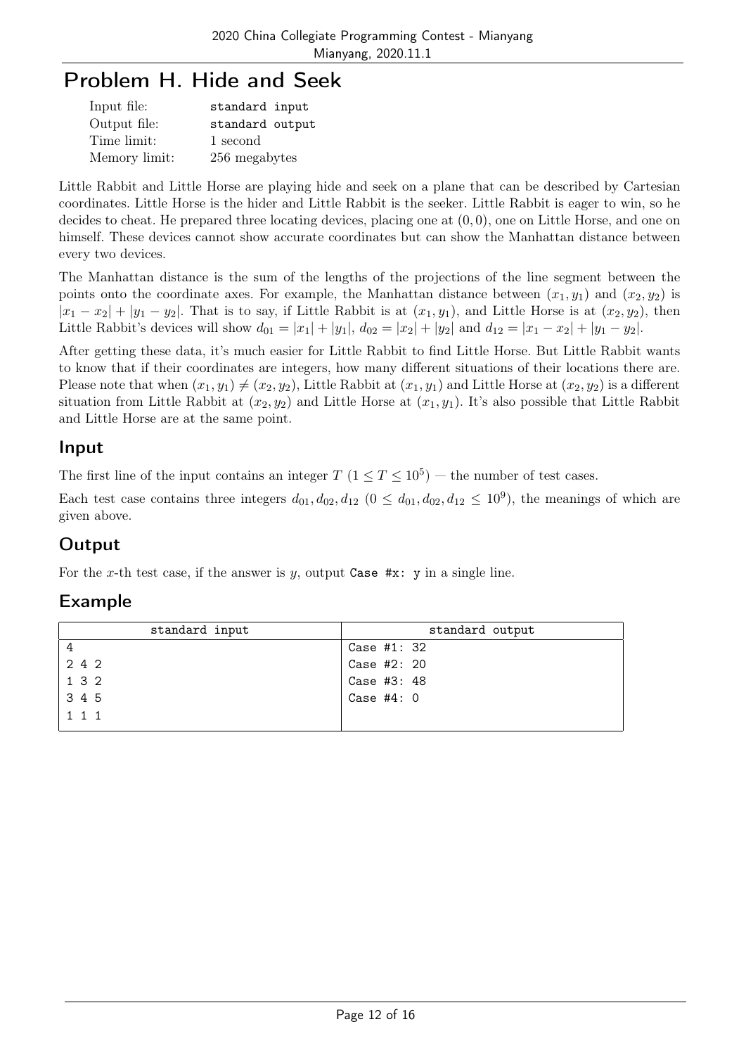# Problem H. Hide and Seek

| | |
|---|---|
| Input file: | standard input |
| Output file: | standard output |
| Time limit: | 1 second |
| Memory limit: | 256 megabytes |

Little Rabbit and Little Horse are playing hide and seek on a plane that can be described by Cartesian coordinates. Little Horse is the hider and Little Rabbit is the seeker. Little Rabbit is eager to win, so he decides to cheat. He prepared three locating devices, placing one at $(0, 0)$, one on Little Horse, and one on himself. These devices cannot show accurate coordinates but can show the Manhattan distance between every two devices.

The Manhattan distance is the sum of the lengths of the projections of the line segment between the points onto the coordinate axes. For example, the Manhattan distance between $(x_1, y_1)$ and $(x_2, y_2)$ is $|x_1 - x_2| + |y_1 - y_2|$. That is to say, if Little Rabbit is at $(x_1, y_1)$, and Little Horse is at $(x_2, y_2)$, then Little Rabbit's devices will show $d_{01} = |x_1| + |y_1|$, $d_{02} = |x_2| + |y_2|$ and $d_{12} = |x_1 - x_2| + |y_1 - y_2|$.

After getting these data, it's much easier for Little Rabbit to find Little Horse. But Little Rabbit wants to know that if their coordinates are integers, how many different situations of their locations there are. Please note that when $(x_1, y_1) \neq (x_2, y_2)$, Little Rabbit at $(x_1, y_1)$ and Little Horse at $(x_2, y_2)$ is a different situation from Little Rabbit at $(x_2, y_2)$ and Little Horse at $(x_1, y_1)$. It's also possible that Little Rabbit and Little Horse are at the same point.

## Input

The first line of the input contains an integer $T$ ($1 \leq T \leq 10^5$) — the number of test cases.

Each test case contains three integers $d_{01}, d_{02}, d_{12}$ ($0 \leq d_{01}, d_{02}, d_{12} \leq 10^9$), the meanings of which are given above.

## Output

For the $x$-th test case, if the answer is $y$, output `Case #x: y` in a single line.

## Example

| standard input | standard output |
|---|---|
| 4<br>2 4 2<br>1 3 2<br>3 4 5<br>1 1 1 | Case #1: 32<br>Case #2: 20<br>Case #3: 48<br>Case #4: 0 |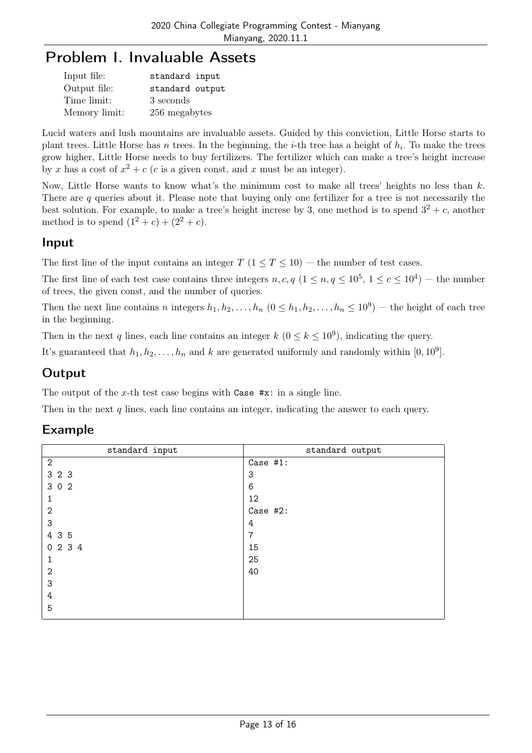# Problem I. Invaluable Assets

| | |
|---|---|
| Input file: | standard input |
| Output file: | standard output |
| Time limit: | 3 seconds |
| Memory limit: | 256 megabytes |

Lucid waters and lush mountains are invaluable assets. Guided by this conviction, Little Horse starts to plant trees. Little Horse has $n$ trees. In the beginning, the $i$-th tree has a height of $h_i$. To make the trees grow higher, Little Horse needs to buy fertilizers. The fertilizer which can make a tree's height increase by $x$ has a cost of $x^2 + c$ ($c$ is a given const, and $x$ must be an integer).

Now, Little Horse wants to know what's the minimum cost to make all trees' heights no less than $k$. There are $q$ queries about it. Please note that buying only one fertilizer for a tree is not necessarily the best solution. For example, to make a tree's height increse by 3, one method is to spend $3^2 + c$, another method is to spend $(1^2 + c) + (2^2 + c)$.

## Input

The first line of the input contains an integer $T$ ($1 \leq T \leq 10$) — the number of test cases.

The first line of each test case contains three integers $n, c, q$ ($1 \leq n, q \leq 10^5$, $1 \leq c \leq 10^4$) — the number of trees, the given const, and the number of queries.

Then the next line contains $n$ integers $h_1, h_2, \ldots, h_n$ ($0 \leq h_1, h_2, \ldots, h_n \leq 10^9$) — the height of each tree in the beginning.

Then in the next $q$ lines, each line contains an integer $k$ ($0 \leq k \leq 10^9$), indicating the query.

It's guaranteed that $h_1, h_2, \ldots, h_n$ and $k$ are generated uniformly and randomly within $[0, 10^9]$.

## Output

The output of the $x$-th test case begins with `Case #x:` in a single line.

Then in the next $q$ lines, each line contains an integer, indicating the answer to each query.

## Example

| standard input | standard output |
|---|---|
| 2<br>3 2 3<br>3 0 2<br>1<br>2<br>3<br>4 3 5<br>0 2 3 4<br>1<br>2<br>3<br>4<br>5 | Case #1:<br>3<br>6<br>12<br>Case #2:<br>4<br>7<br>15<br>25<br>40 |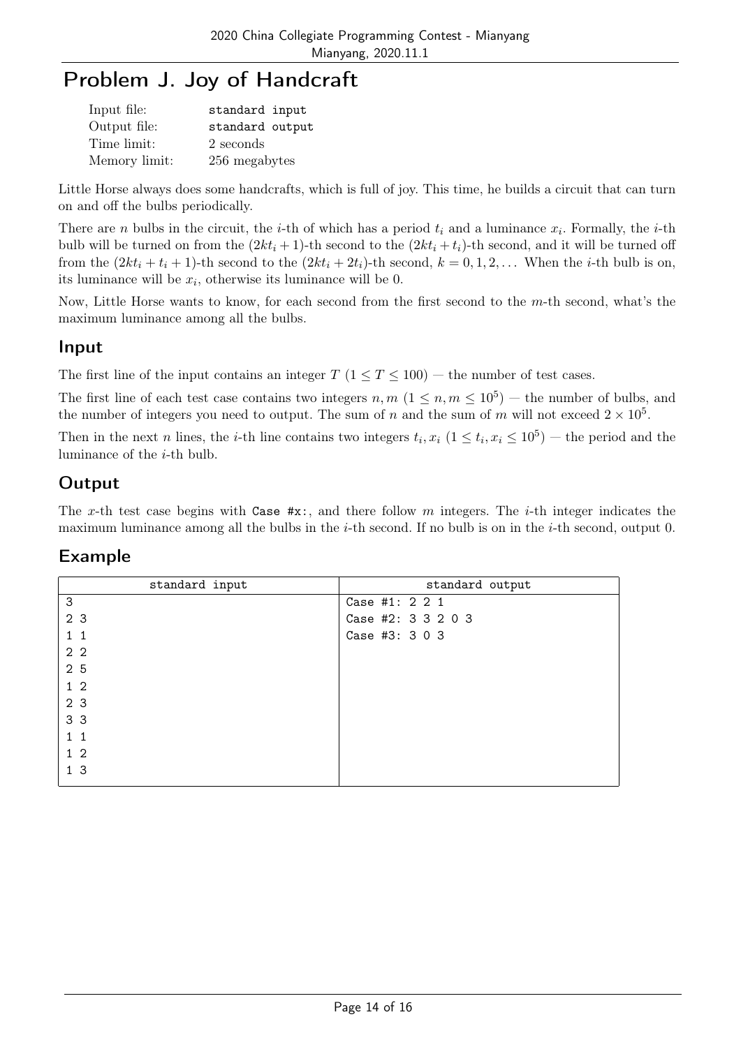# Problem J. Joy of Handcraft

| | |
|---|---|
| Input file: | standard input |
| Output file: | standard output |
| Time limit: | 2 seconds |
| Memory limit: | 256 megabytes |

Little Horse always does some handcrafts, which is full of joy. This time, he builds a circuit that can turn on and off the bulbs periodically.

There are $n$ bulbs in the circuit, the $i$-th of which has a period $t_i$ and a luminance $x_i$. Formally, the $i$-th bulb will be turned on from the $(2kt_i + 1)$-th second to the $(2kt_i + t_i)$-th second, and it will be turned off from the $(2kt_i + t_i + 1)$-th second to the $(2kt_i + 2t_i)$-th second, $k = 0, 1, 2, \dots$ When the $i$-th bulb is on, its luminance will be $x_i$, otherwise its luminance will be 0.

Now, Little Horse wants to know, for each second from the first second to the $m$-th second, what's the maximum luminance among all the bulbs.

## Input

The first line of the input contains an integer $T$ $(1 \le T \le 100)$ — the number of test cases.

The first line of each test case contains two integers $n, m$ $(1 \le n, m \le 10^5)$ — the number of bulbs, and the number of integers you need to output. The sum of $n$ and the sum of $m$ will not exceed $2 \times 10^5$.

Then in the next $n$ lines, the $i$-th line contains two integers $t_i, x_i$ $(1 \le t_i, x_i \le 10^5)$ — the period and the luminance of the $i$-th bulb.

## Output

The $x$-th test case begins with `Case #x:`, and there follow $m$ integers. The $i$-th integer indicates the maximum luminance among all the bulbs in the $i$-th second. If no bulb is on in the $i$-th second, output 0.

## Example

| standard input | standard output |
|---|---|
| 3<br>2 3<br>1 1<br>2 2<br>2 5<br>1 2<br>2 3<br>3 3<br>1 1<br>1 2<br>1 3 | Case #1: 2 2 1<br>Case #2: 3 3 2 0 3<br>Case #3: 3 0 3 |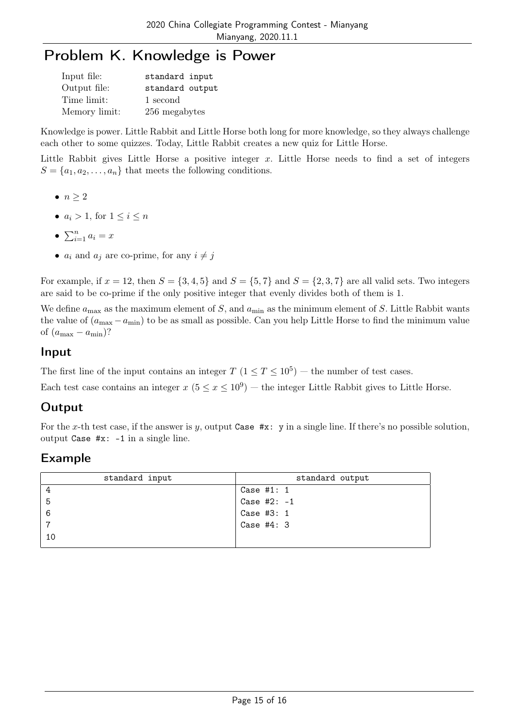# Problem K. Knowledge is Power

| | |
|---|---|
| Input file: | standard input |
| Output file: | standard output |
| Time limit: | 1 second |
| Memory limit: | 256 megabytes |

Knowledge is power. Little Rabbit and Little Horse both long for more knowledge, so they always challenge each other to some quizzes. Today, Little Rabbit creates a new quiz for Little Horse.

Little Rabbit gives Little Horse a positive integer $x$. Little Horse needs to find a set of integers $S = \{a_1, a_2, \ldots, a_n\}$ that meets the following conditions.

- $n \geq 2$
- $a_i > 1$, for $1 \leq i \leq n$
- $\sum_{i=1}^{n} a_i = x$
- $a_i$ and $a_j$ are co-prime, for any $i \neq j$

For example, if $x = 12$, then $S = \{3, 4, 5\}$ and $S = \{5, 7\}$ and $S = \{2, 3, 7\}$ are all valid sets. Two integers are said to be co-prime if the only positive integer that evenly divides both of them is 1.

We define $a_{\max}$ as the maximum element of $S$, and $a_{\min}$ as the minimum element of $S$. Little Rabbit wants the value of $(a_{\max} - a_{\min})$ to be as small as possible. Can you help Little Horse to find the minimum value of $(a_{\max} - a_{\min})$?

## Input

The first line of the input contains an integer $T$ ($1 \leq T \leq 10^5$) — the number of test cases.

Each test case contains an integer $x$ ($5 \leq x \leq 10^9$) — the integer Little Rabbit gives to Little Horse.

## Output

For the $x$-th test case, if the answer is $y$, output `Case #x: y` in a single line. If there's no possible solution, output `Case #x: -1` in a single line.

## Example

| standard input | standard output |
|---|---|
| 4<br>5<br>6<br>7<br>10 | Case #1: 1<br>Case #2: -1<br>Case #3: 1<br>Case #4: 3 |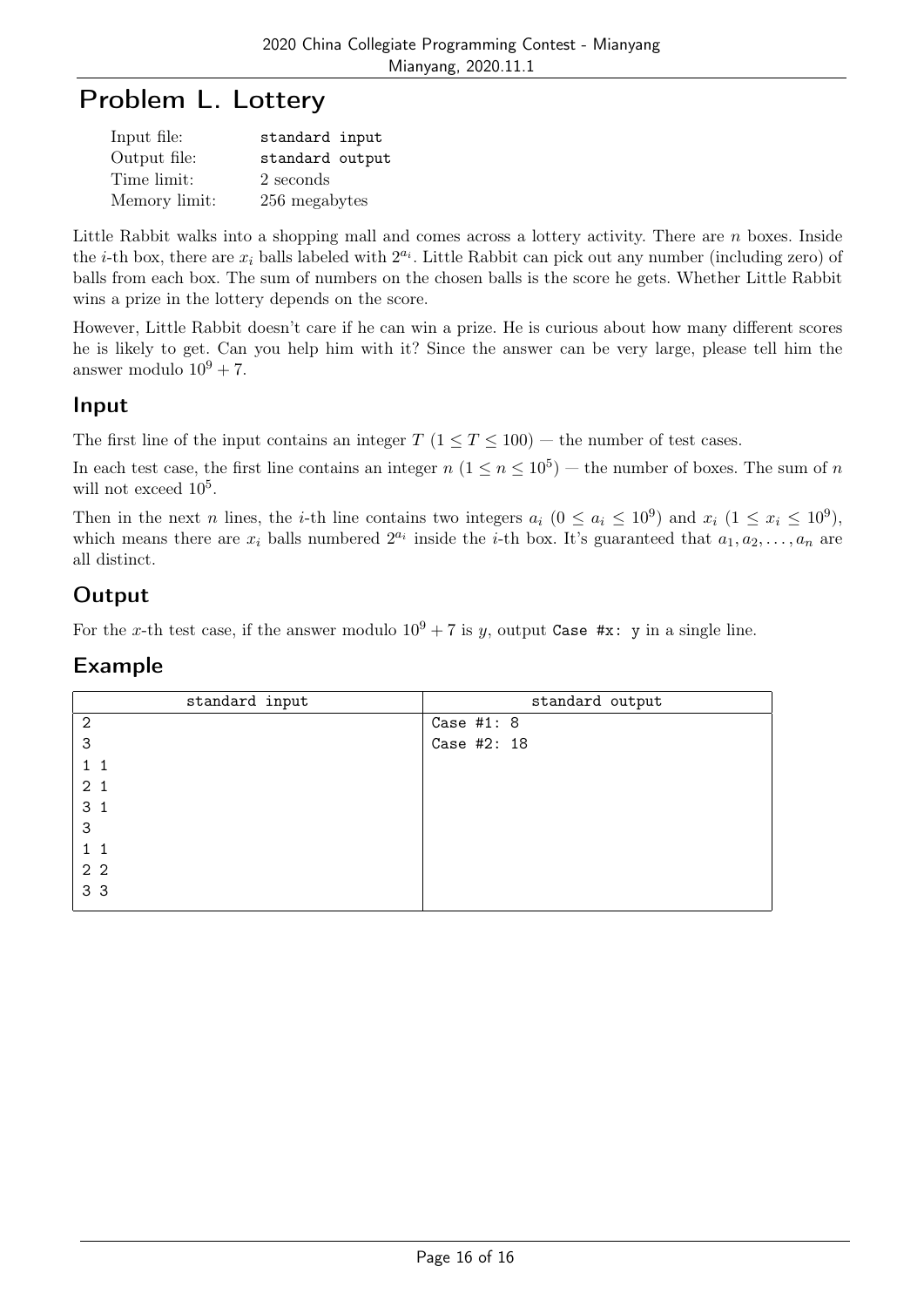# Problem L. Lottery

| | |
|---|---|
| Input file: | standard input |
| Output file: | standard output |
| Time limit: | 2 seconds |
| Memory limit: | 256 megabytes |

Little Rabbit walks into a shopping mall and comes across a lottery activity. There are $n$ boxes. Inside the $i$-th box, there are $x_i$ balls labeled with $2^{a_i}$. Little Rabbit can pick out any number (including zero) of balls from each box. The sum of numbers on the chosen balls is the score he gets. Whether Little Rabbit wins a prize in the lottery depends on the score.

However, Little Rabbit doesn't care if he can win a prize. He is curious about how many different scores he is likely to get. Can you help him with it? Since the answer can be very large, please tell him the answer modulo $10^9 + 7$.

## Input

The first line of the input contains an integer $T$ ($1 \le T \le 100$) — the number of test cases.

In each test case, the first line contains an integer $n$ ($1 \le n \le 10^5$) — the number of boxes. The sum of $n$ will not exceed $10^5$.

Then in the next $n$ lines, the $i$-th line contains two integers $a_i$ ($0 \le a_i \le 10^9$) and $x_i$ ($1 \le x_i \le 10^9$), which means there are $x_i$ balls numbered $2^{a_i}$ inside the $i$-th box. It's guaranteed that $a_1, a_2, \ldots, a_n$ are all distinct.

## Output

For the $x$-th test case, if the answer modulo $10^9 + 7$ is $y$, output `Case #x: y` in a single line.

## Example

| standard input | standard output |
|---|---|
| 2<br>3<br>1 1<br>2 1<br>3 1<br>3<br>1 1<br>2 2<br>3 3 | Case #1: 8<br>Case #2: 18 |